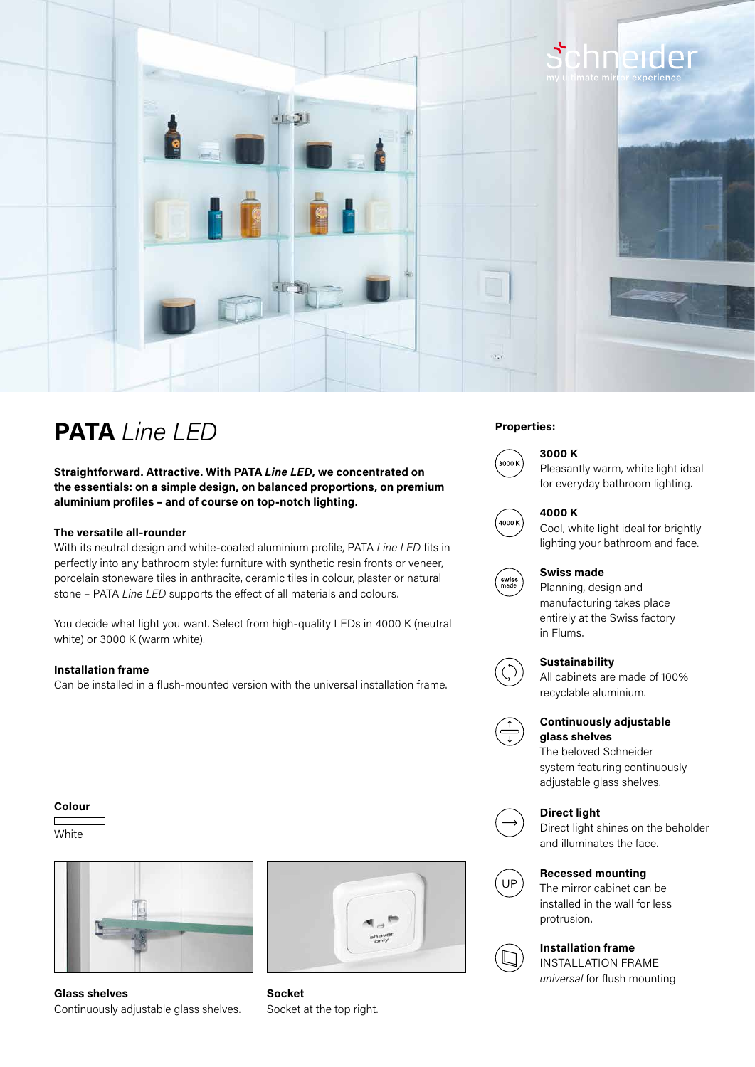# **PATA** *Line LED*

**Straightforward. Attractive. With PATA *Line LED*, we concentrated on the essentials: on a simple design, on balanced proportions, on premium aluminium profiles – and of course on top-notch lighting.**

**The versatile all-rounder**
With its neutral design and white-coated aluminium profile, PATA *Line LED* fits in perfectly into any bathroom style: furniture with synthetic resin fronts or veneer, porcelain stoneware tiles in anthracite, ceramic tiles in colour, plaster or natural stone – PATA *Line LED* supports the effect of all materials and colours.

You decide what light you want. Select from high-quality LEDs in 4000 K (neutral white) or 3000 K (warm white).

**Installation frame**
Can be installed in a flush-mounted version with the universal installation frame.

**Colour**

White

**Glass shelves**
Continuously adjustable glass shelves.

**Socket**
Socket at the top right.

**Properties:**

**3000 K**
Pleasantly warm, white light ideal for everyday bathroom lighting.

**4000 K**
Cool, white light ideal for brightly lighting your bathroom and face.

**Swiss made**
Planning, design and manufacturing takes place entirely at the Swiss factory in Flums.

**Sustainability**
All cabinets are made of 100% recyclable aluminium.

**Continuously adjustable glass shelves**
The beloved Schneider system featuring continuously adjustable glass shelves.

**Direct light**
Direct light shines on the beholder and illuminates the face.

**Recessed mounting**
The mirror cabinet can be installed in the wall for less protrusion.

**Installation frame**
INSTALLATION FRAME *universal* for flush mounting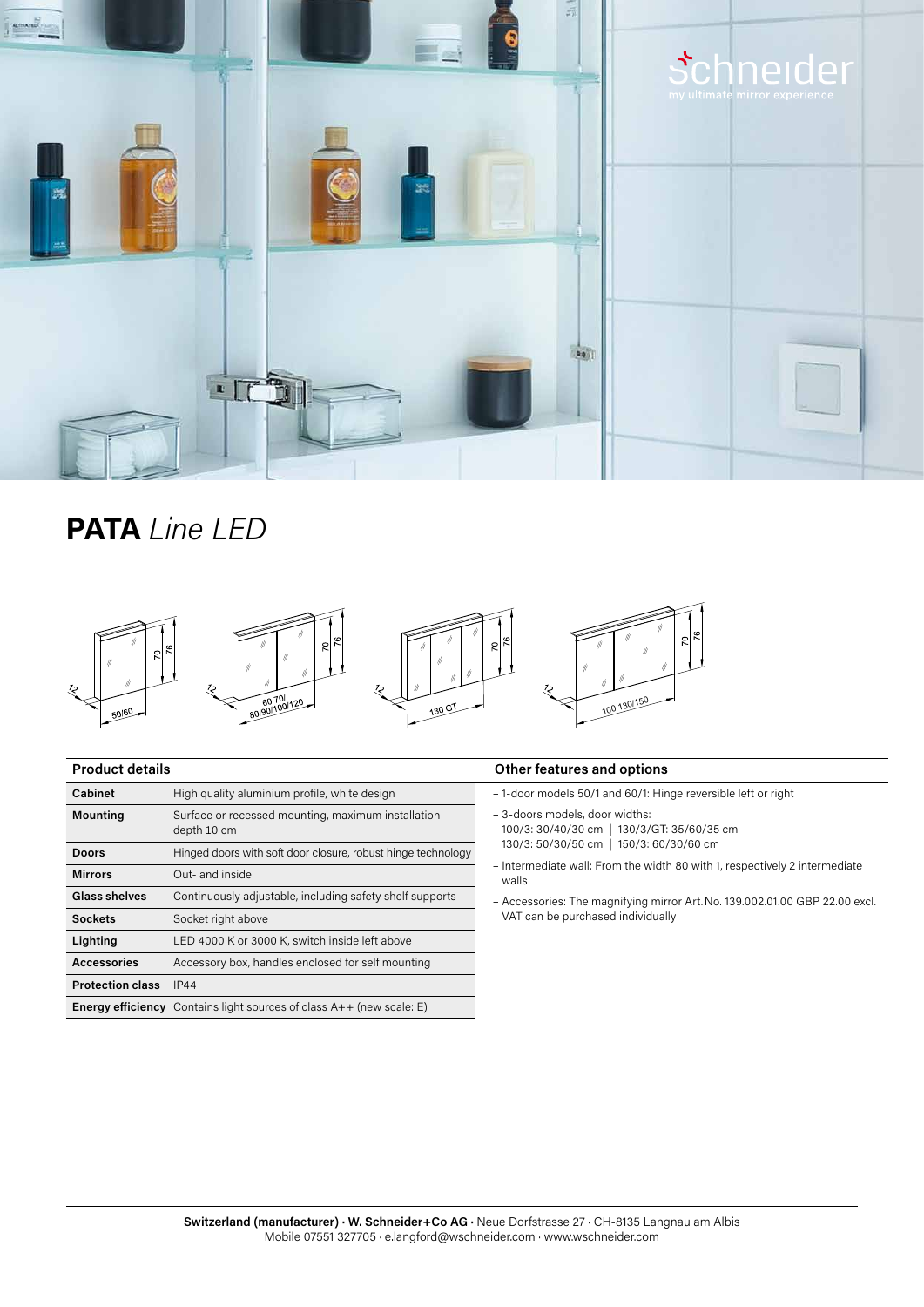schneider
my ultimate mirror experience

# **PATA** *Line LED*

12
70
76
50/60

12
70
76
60/70/
80/90/100/120

12
70
76
130 GT

12
70
76
100/130/150

## Product details

| | |
|---|---|
| **Cabinet** | High quality aluminium profile, white design |
| **Mounting** | Surface or recessed mounting, maximum installation depth 10 cm |
| **Doors** | Hinged doors with soft door closure, robust hinge technology |
| **Mirrors** | Out- and inside |
| **Glass shelves** | Continuously adjustable, including safety shelf supports |
| **Sockets** | Socket right above |
| **Lighting** | LED 4000 K or 3000 K, switch inside left above |
| **Accessories** | Accessory box, handles enclosed for self mounting |
| **Protection class** | IP44 |
| **Energy efficiency** | Contains light sources of class A++ (new scale: E) |

## Other features and options

- 1-door models 50/1 and 60/1: Hinge reversible left or right
- 3-doors models, door widths:
  100/3: 30/40/30 cm | 130/3/GT: 35/60/35 cm
  130/3: 50/30/50 cm | 150/3: 60/30/60 cm
- Intermediate wall: From the width 80 with 1, respectively 2 intermediate walls
- Accessories: The magnifying mirror Art. No. 139.002.01.00 GBP 22.00 excl. VAT can be purchased individually

**Switzerland (manufacturer) · W. Schneider+Co AG ·** Neue Dorfstrasse 27 · CH-8135 Langnau am Albis
Mobile 07551 327705 · e.langford@wschneider.com · www.wschneider.com